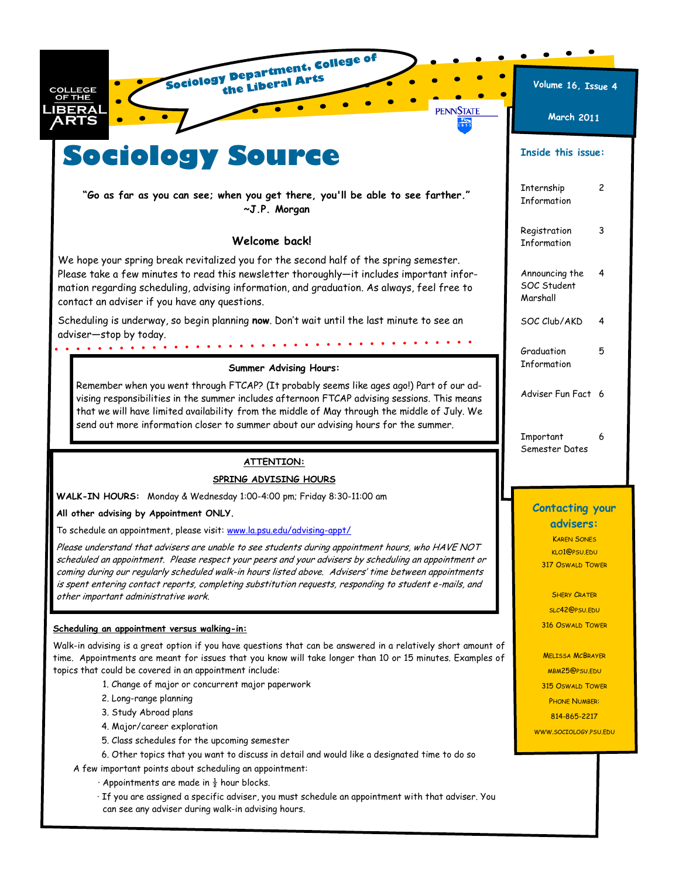COLLEGE OF THE LIBERAL ARTS

Sociology Department, College of the Liberal Arts

PENNSTATE

Volume 16, Issue 4

March 2011

# Sociology Source

**"Go as far as you can see; when you get there, you'll be able to see farther." ~J.P. Morgan**

## Welcome back!

We hope your spring break revitalized you for the second half of the spring semester. Please take a few minutes to read this newsletter thoroughly—it includes important information regarding scheduling, advising information, and graduation. As always, feel free to contact an adviser if you have any questions.

Scheduling is underway, so begin planning **now**. Don't wait until the last minute to see an adviser—stop by today.

### Summer Advising Hours:

Remember when you went through FTCAP? (It probably seems like ages ago!) Part of our advising responsibilities in the summer includes afternoon FTCAP advising sessions. This means that we will have limited availability from the middle of May through the middle of July. We send out more information closer to summer about our advising hours for the summer.

### ATTENTION:

### SPRING ADVISING HOURS

**WALK-IN HOURS:** Monday & Wednesday 1:00-4:00 pm; Friday 8:30-11:00 am

**All other advising by Appointment ONLY.**

To schedule an appointment, please visit: www.la.psu.edu/advising-appt/

*Please understand that advisers are unable to see students during appointment hours, who HAVE NOT scheduled an appointment. Please respect your peers and your advisers by scheduling an appointment or coming during our regularly scheduled walk-in hours listed above. Advisers' time between appointments is spent entering contact reports, completing substitution requests, responding to student e-mails, and other important administrative work.*

### Scheduling an appointment versus walking-in:

Walk-in advising is a great option if you have questions that can be answered in a relatively short amount of time. Appointments are meant for issues that you know will take longer than 10 or 15 minutes. Examples of topics that could be covered in an appointment include:

1. Change of major or concurrent major paperwork
2. Long-range planning
3. Study Abroad plans
4. Major/career exploration
5. Class schedules for the upcoming semester
6. Other topics that you want to discuss in detail and would like a designated time to do so

A few important points about scheduling an appointment:

- Appointments are made in ½ hour blocks.
- If you are assigned a specific adviser, you must schedule an appointment with that adviser. You can see any adviser during walk-in advising hours.

### Inside this issue:

| | |
|---|---|
| Internship Information | 2 |
| Registration Information | 3 |
| Announcing the SOC Student Marshall | 4 |
| SOC Club/AKD | 4 |
| Graduation Information | 5 |
| Adviser Fun Fact | 6 |
| Important Semester Dates | 6 |

### Contacting your advisers:

Karen Sones
klo1@psu.edu
317 Oswald Tower

Shery Crater
slc42@psu.edu
316 Oswald Tower

Melissa McBrayer
mbm25@psu.edu
315 Oswald Tower

Phone Number:
814-865-2217

www.sociology.psu.edu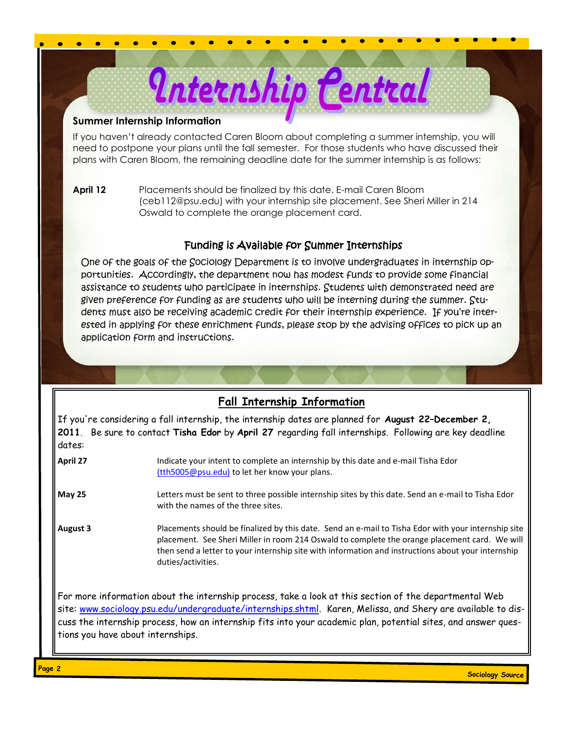# Internship Central

### Summer Internship Information

If you haven't already contacted Caren Bloom about completing a summer internship, you will need to postpone your plans until the fall semester. For those students who have discussed their plans with Caren Bloom, the remaining deadline date for the summer internship is as follows:

**April 12** Placements should be finalized by this date. E-mail Caren Bloom (ceb112@psu.edu) with your internship site placement. See Sheri Miller in 214 Oswald to complete the orange placement card.

### Funding is Available for Summer Internships

One of the goals of the Sociology Department is to involve undergraduates in internship opportunities. Accordingly, the department now has modest funds to provide some financial assistance to students who participate in internships. Students with demonstrated need are given preference for funding as are students who will be interning during the summer. Students must also be receiving academic credit for their internship experience. If you're interested in applying for these enrichment funds, please stop by the advising offices to pick up an application form and instructions.

### Fall Internship Information

If you're considering a fall internship, the internship dates are planned for **August 22–December 2, 2011**. Be sure to contact **Tisha Edor** by **April 27** regarding fall internships. Following are key deadline dates:

**April 27** Indicate your intent to complete an internship by this date and e-mail Tisha Edor (tth5005@psu.edu) to let her know your plans.

**May 25** Letters must be sent to three possible internship sites by this date. Send an e-mail to Tisha Edor with the names of the three sites.

**August 3** Placements should be finalized by this date. Send an e-mail to Tisha Edor with your internship site placement. See Sheri Miller in room 214 Oswald to complete the orange placement card. We will then send a letter to your internship site with information and instructions about your internship duties/activities.

For more information about the internship process, take a look at this section of the departmental Web site: www.sociology.psu.edu/undergraduate/internships.shtml. Karen, Melissa, and Shery are available to discuss the internship process, how an internship fits into your academic plan, potential sites, and answer questions you have about internships.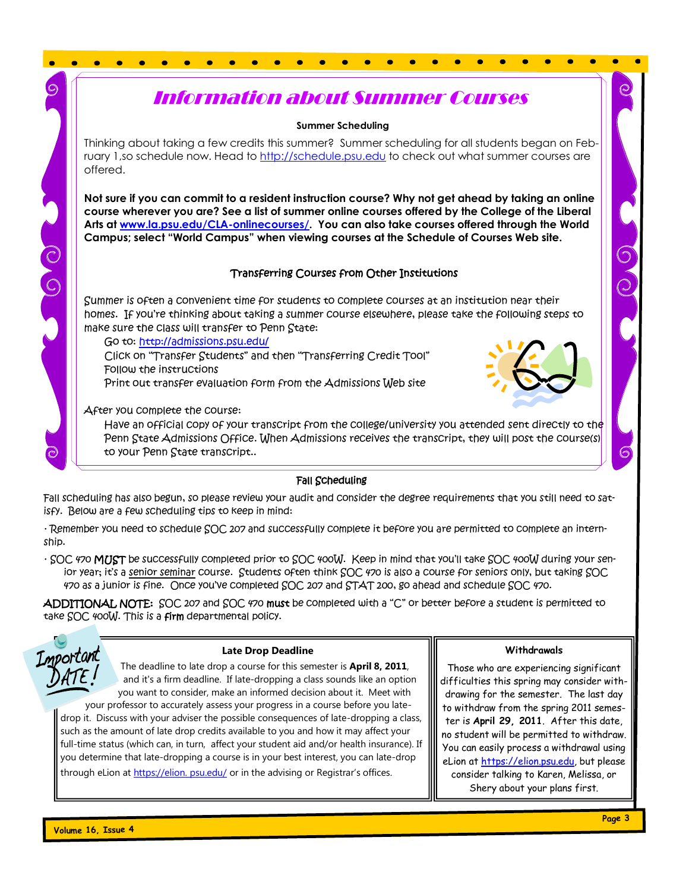# Information about Summer Courses

### Summer Scheduling

Thinking about taking a few credits this summer? Summer scheduling for all students began on February 1,so schedule now. Head to http://schedule.psu.edu to check out what summer courses are offered.

**Not sure if you can commit to a resident instruction course? Why not get ahead by taking an online course wherever you are? See a list of summer online courses offered by the College of the Liberal Arts at www.la.psu.edu/CLA-onlinecourses/. You can also take courses offered through the World Campus; select "World Campus" when viewing courses at the Schedule of Courses Web site.**

### Transferring Courses from Other Institutions

Summer is often a convenient time for students to complete courses at an institution near their homes. If you're thinking about taking a summer course elsewhere, please take the following steps to make sure the class will transfer to Penn State:

- Go to: http://admissions.psu.edu/
- Click on "Transfer Students" and then "Transferring Credit Tool"
- Follow the instructions
- Print out transfer evaluation form from the Admissions Web site

After you complete the course:

- Have an official copy of your transcript from the college/university you attended sent directly to the Penn State Admissions Office. When Admissions receives the transcript, they will post the course(s) to your Penn State transcript..

### Fall Scheduling

Fall scheduling has also begun, so please review your audit and consider the degree requirements that you still need to satisfy. Below are a few scheduling tips to keep in mind:

- Remember you need to schedule SOC 207 and successfully complete it before you are permitted to complete an internship.
- SOC 470 **MUST** be successfully completed prior to SOC 400W. Keep in mind that you'll take SOC 400W during your senior year; it's a senior seminar course. Students often think SOC 470 is also a course for seniors only, but taking SOC 470 as a junior is fine. Once you've completed SOC 207 and STAT 200, go ahead and schedule SOC 470.

**ADDITIONAL NOTE:** SOC 207 and SOC 470 **must** be completed with a "C" or better before a student is permitted to take SOC 400W. This is a **firm** departmental policy.

Important DATE!

### Late Drop Deadline

The deadline to late drop a course for this semester is **April 8, 2011**, and it's a firm deadline. If late-dropping a class sounds like an option you want to consider, make an informed decision about it. Meet with your professor to accurately assess your progress in a course before you late-drop it. Discuss with your adviser the possible consequences of late-dropping a class, such as the amount of late drop credits available to you and how it may affect your full-time status (which can, in turn, affect your student aid and/or health insurance). If you determine that late-dropping a course is in your best interest, you can late-drop through eLion at https://elion. psu.edu/ or in the advising or Registrar's offices.

### Withdrawals

Those who are experiencing significant difficulties this spring may consider withdrawing for the semester. The last day to withdraw from the spring 2011 semester is **April 29, 2011**. After this date, no student will be permitted to withdraw. You can easily process a withdrawal using eLion at https://elion.psu.edu, but please consider talking to Karen, Melissa, or Shery about your plans first.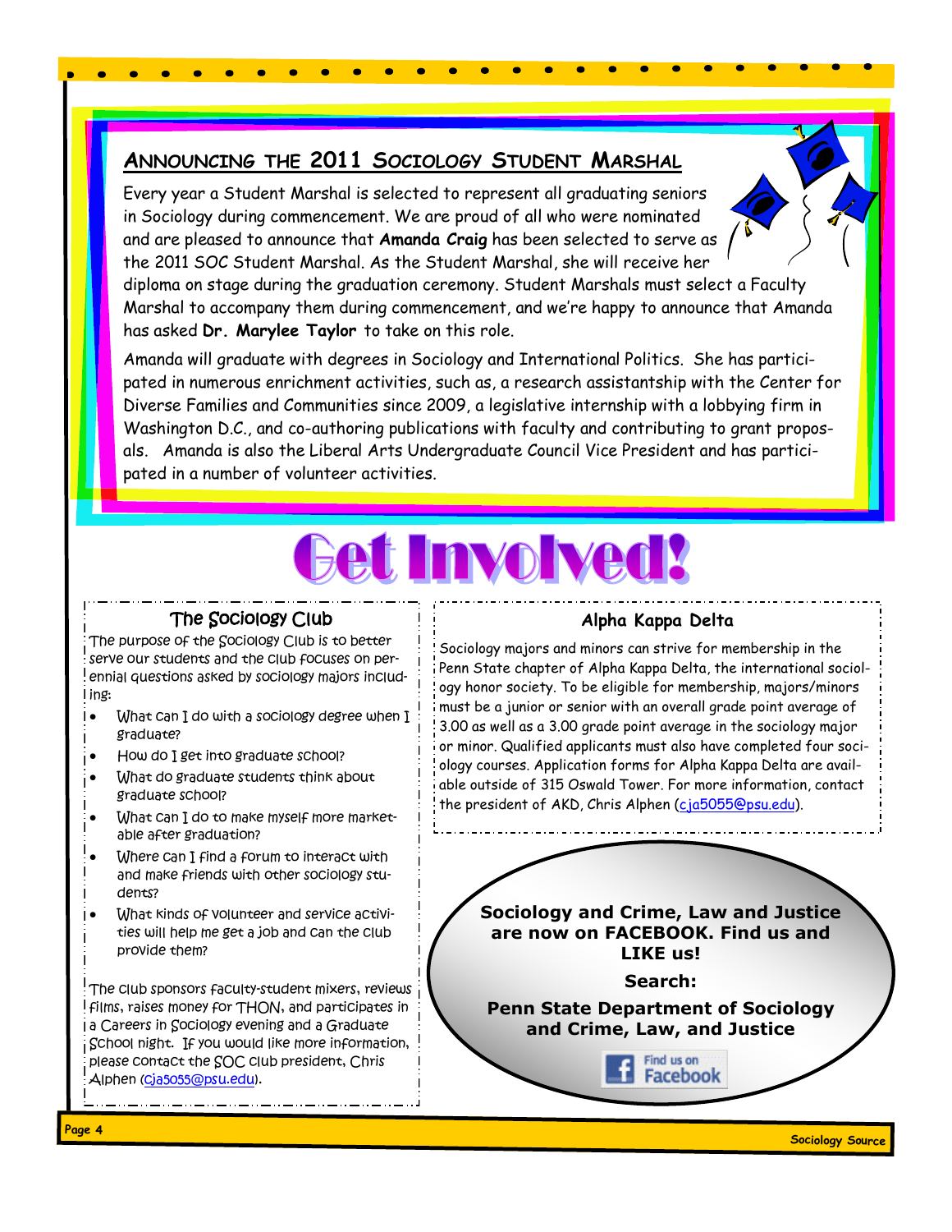## Announcing the 2011 Sociology Student Marshal

Every year a Student Marshal is selected to represent all graduating seniors in Sociology during commencement. We are proud of all who were nominated and are pleased to announce that **Amanda Craig** has been selected to serve as the 2011 SOC Student Marshal. As the Student Marshal, she will receive her diploma on stage during the graduation ceremony. Student Marshals must select a Faculty Marshal to accompany them during commencement, and we're happy to announce that Amanda has asked **Dr. Marylee Taylor** to take on this role.

Amanda will graduate with degrees in Sociology and International Politics. She has participated in numerous enrichment activities, such as, a research assistantship with the Center for Diverse Families and Communities since 2009, a legislative internship with a lobbying firm in Washington D.C., and co-authoring publications with faculty and contributing to grant proposals. Amanda is also the Liberal Arts Undergraduate Council Vice President and has participated in a number of volunteer activities.

# Get Involved!

### The Sociology Club

The purpose of the Sociology Club is to better serve our students and the club focuses on perennial questions asked by sociology majors including:

- What can I do with a sociology degree when I graduate?
- How do I get into graduate school?
- What do graduate students think about graduate school?
- What can I do to make myself more marketable after graduation?
- Where can I find a forum to interact with and make friends with other sociology students?
- What kinds of volunteer and service activities will help me get a job and can the club provide them?

The club sponsors faculty-student mixers, reviews films, raises money for THON, and participates in a Careers in Sociology evening and a Graduate School night. If you would like more information, please contact the SOC club president, Chris Alphen (cja5055@psu.edu).

### Alpha Kappa Delta

Sociology majors and minors can strive for membership in the Penn State chapter of Alpha Kappa Delta, the international sociology honor society. To be eligible for membership, majors/minors must be a junior or senior with an overall grade point average of 3.00 as well as a 3.00 grade point average in the sociology major or minor. Qualified applicants must also have completed four sociology courses. Application forms for Alpha Kappa Delta are available outside of 315 Oswald Tower. For more information, contact the president of AKD, Chris Alphen (cja5055@psu.edu).

**Sociology and Crime, Law and Justice are now on FACEBOOK. Find us and LIKE us!**

**Search:**

**Penn State Department of Sociology and Crime, Law, and Justice**

Find us on Facebook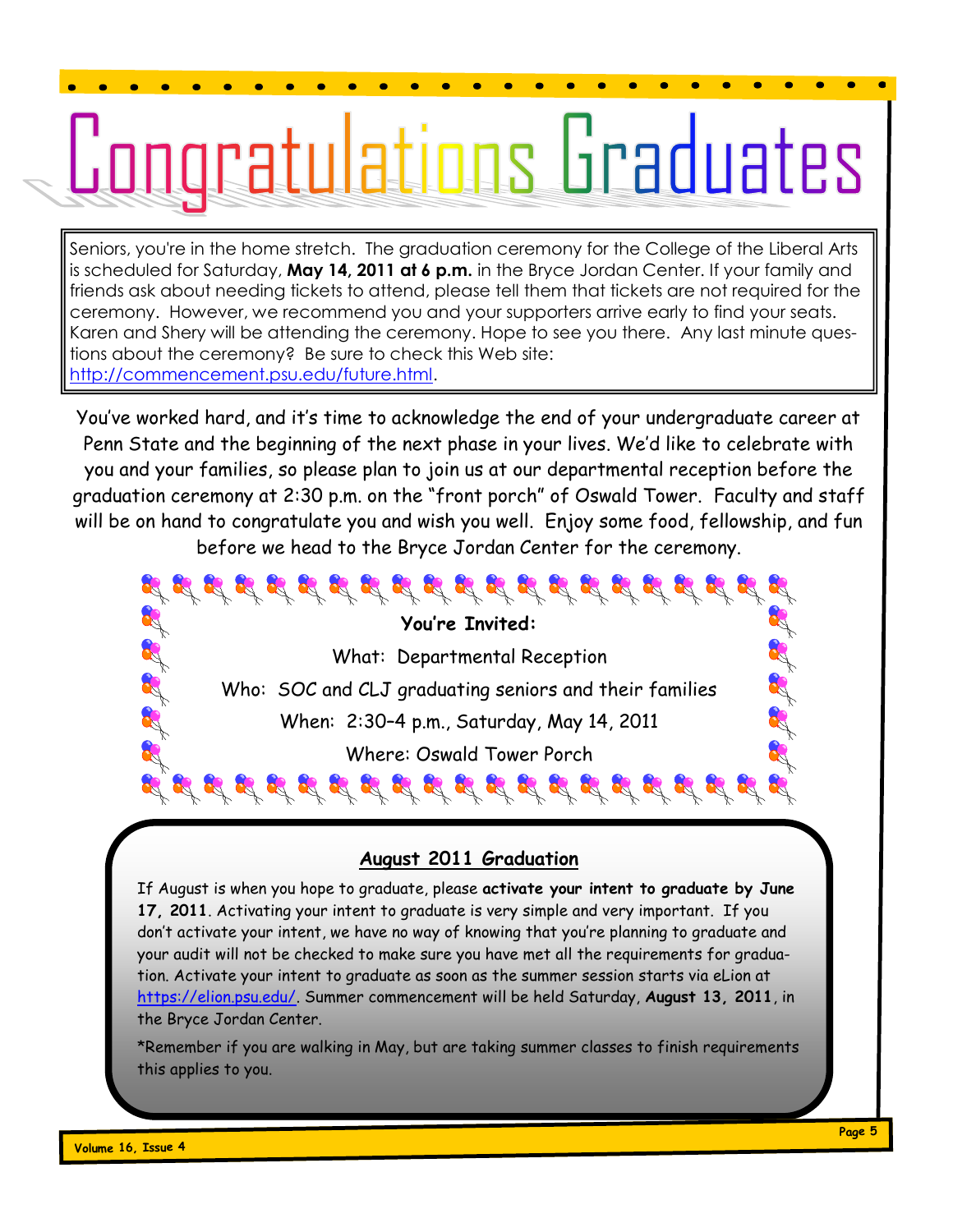# Congratulations Graduates

Seniors, you're in the home stretch. The graduation ceremony for the College of the Liberal Arts is scheduled for Saturday, **May 14, 2011 at 6 p.m.** in the Bryce Jordan Center. If your family and friends ask about needing tickets to attend, please tell them that tickets are not required for the ceremony. However, we recommend you and your supporters arrive early to find your seats. Karen and Shery will be attending the ceremony. Hope to see you there. Any last minute questions about the ceremony? Be sure to check this Web site: http://commencement.psu.edu/future.html.

You've worked hard, and it's time to acknowledge the end of your undergraduate career at Penn State and the beginning of the next phase in your lives. We'd like to celebrate with you and your families, so please plan to join us at our departmental reception before the graduation ceremony at 2:30 p.m. on the "front porch" of Oswald Tower. Faculty and staff will be on hand to congratulate you and wish you well. Enjoy some food, fellowship, and fun before we head to the Bryce Jordan Center for the ceremony.

**You're Invited:**

What: Departmental Reception

Who: SOC and CLJ graduating seniors and their families

When: 2:30–4 p.m., Saturday, May 14, 2011

Where: Oswald Tower Porch

## August 2011 Graduation

If August is when you hope to graduate, please **activate your intent to graduate by June 17, 2011**. Activating your intent to graduate is very simple and very important. If you don't activate your intent, we have no way of knowing that you're planning to graduate and your audit will not be checked to make sure you have met all the requirements for graduation. Activate your intent to graduate as soon as the summer session starts via eLion at https://elion.psu.edu/. Summer commencement will be held Saturday, **August 13, 2011**, in the Bryce Jordan Center.

*Remember if you are walking in May, but are taking summer classes to finish requirements this applies to you.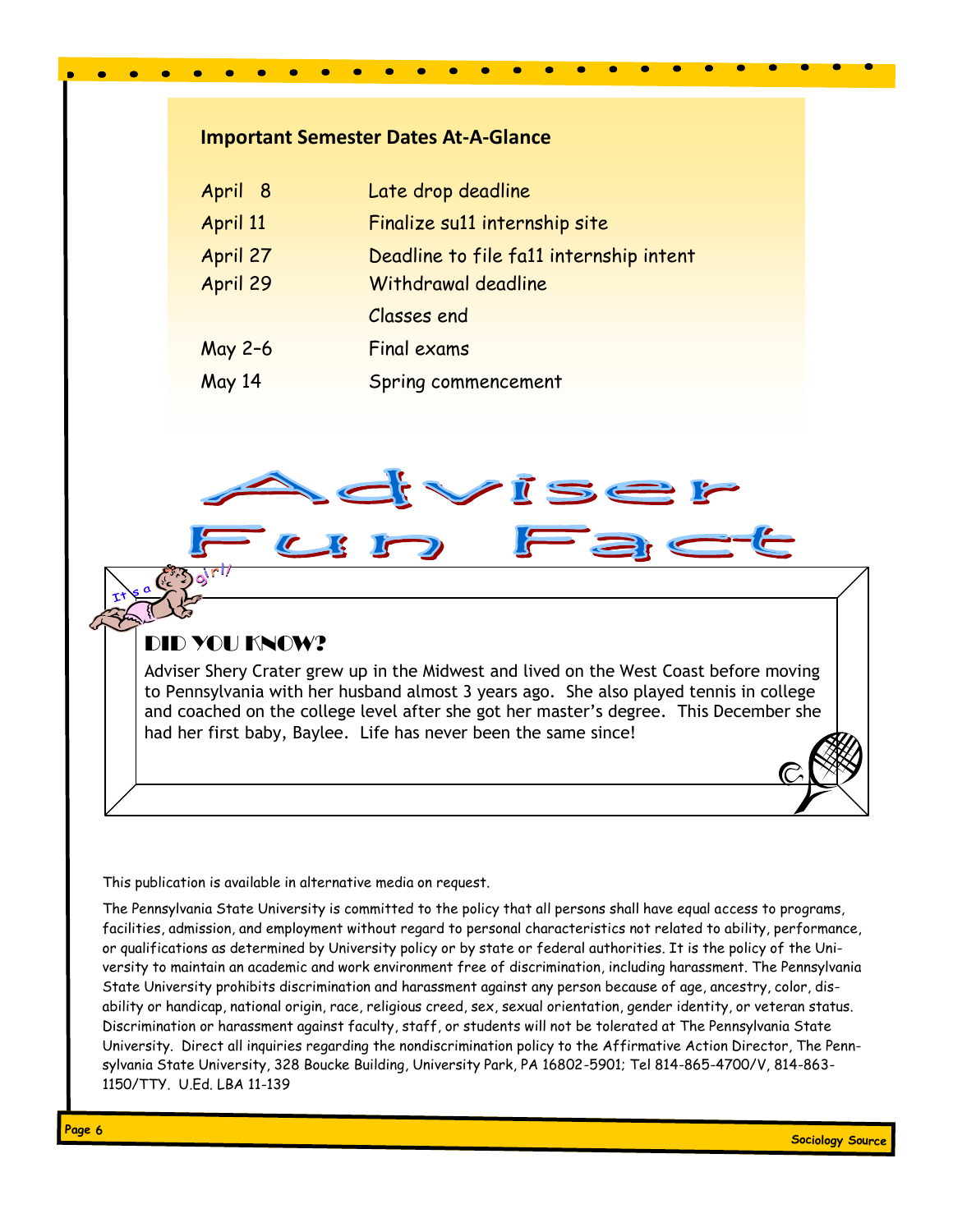## Important Semester Dates At-A-Glance

| | |
|---|---|
| April 8 | Late drop deadline |
| April 11 | Finalize su11 internship site |
| April 27 | Deadline to file fa11 internship intent |
| April 29 | Withdrawal deadline |
| | Classes end |
| May 2–6 | Final exams |
| May 14 | Spring commencement |

# Adviser Fun Fact

It's a girl!

### DID YOU KNOW?

Adviser Shery Crater grew up in the Midwest and lived on the West Coast before moving to Pennsylvania with her husband almost 3 years ago. She also played tennis in college and coached on the college level after she got her master's degree. This December she had her first baby, Baylee. Life has never been the same since!

This publication is available in alternative media on request.

The Pennsylvania State University is committed to the policy that all persons shall have equal access to programs, facilities, admission, and employment without regard to personal characteristics not related to ability, performance, or qualifications as determined by University policy or by state or federal authorities. It is the policy of the University to maintain an academic and work environment free of discrimination, including harassment. The Pennsylvania State University prohibits discrimination and harassment against any person because of age, ancestry, color, disability or handicap, national origin, race, religious creed, sex, sexual orientation, gender identity, or veteran status. Discrimination or harassment against faculty, staff, or students will not be tolerated at The Pennsylvania State University. Direct all inquiries regarding the nondiscrimination policy to the Affirmative Action Director, The Pennsylvania State University, 328 Boucke Building, University Park, PA 16802-5901; Tel 814-865-4700/V, 814-863-1150/TTY. U.Ed. LBA 11-139